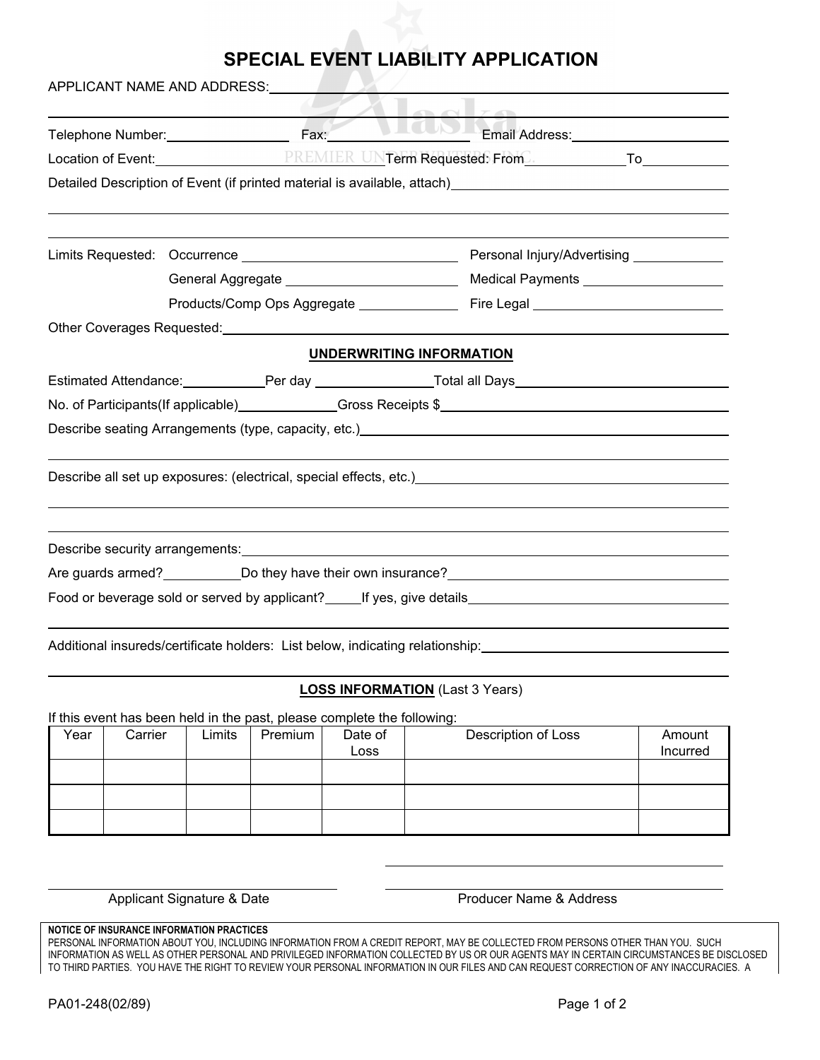# SPECIAL EVENT LIABILITY APPLICATION

APPLICANT NAME AND ADDRESS: ______________________________________________

______________________________________________

Telephone Number: ______________ Fax: ______________ Email Address: ______________

Location of Event: ______________ Term Requested: From ______________ To ______________

Detailed Description of Event (if printed material is available, attach) ______________

______________________________________________

______________________________________________

Limits Requested: Occurrence ______________ Personal Injury/Advertising ______________

General Aggregate ______________ Medical Payments ______________

Products/Comp Ops Aggregate ______________ Fire Legal ______________

Other Coverages Requested: ______________________________________________

## UNDERWRITING INFORMATION

Estimated Attendance: ______________ Per day ______________ Total all Days ______________

No. of Participants(If applicable) ______________ Gross Receipts $ ______________

Describe seating Arrangements (type, capacity, etc.) ______________

______________________________________________

Describe all set up exposures: (electrical, special effects, etc.) ______________

______________________________________________

______________________________________________

Describe security arrangements: ______________________________________________

Are guards armed? ______________ Do they have their own insurance? ______________

Food or beverage sold or served by applicant? _____ If yes, give details ______________

______________________________________________

Additional insureds/certificate holders: List below, indicating relationship: ______________

______________________________________________

## LOSS INFORMATION (Last 3 Years)

If this event has been held in the past, please complete the following:

| Year | Carrier | Limits | Premium | Date of Loss | Description of Loss | Amount Incurred |
|---|---|---|---|---|---|---|
| | | | | | | |
| | | | | | | |
| | | | | | | |

______________________________

Applicant Signature & Date

______________________________

______________________________

Producer Name & Address

**NOTICE OF INSURANCE INFORMATION PRACTICES**

PERSONAL INFORMATION ABOUT YOU, INCLUDING INFORMATION FROM A CREDIT REPORT, MAY BE COLLECTED FROM PERSONS OTHER THAN YOU. SUCH INFORMATION AS WELL AS OTHER PERSONAL AND PRIVILEGED INFORMATION COLLECTED BY US OR OUR AGENTS MAY IN CERTAIN CIRCUMSTANCES BE DISCLOSED TO THIRD PARTIES. YOU HAVE THE RIGHT TO REVIEW YOUR PERSONAL INFORMATION IN OUR FILES AND CAN REQUEST CORRECTION OF ANY INACCURACIES. A

PA01-248(02/89)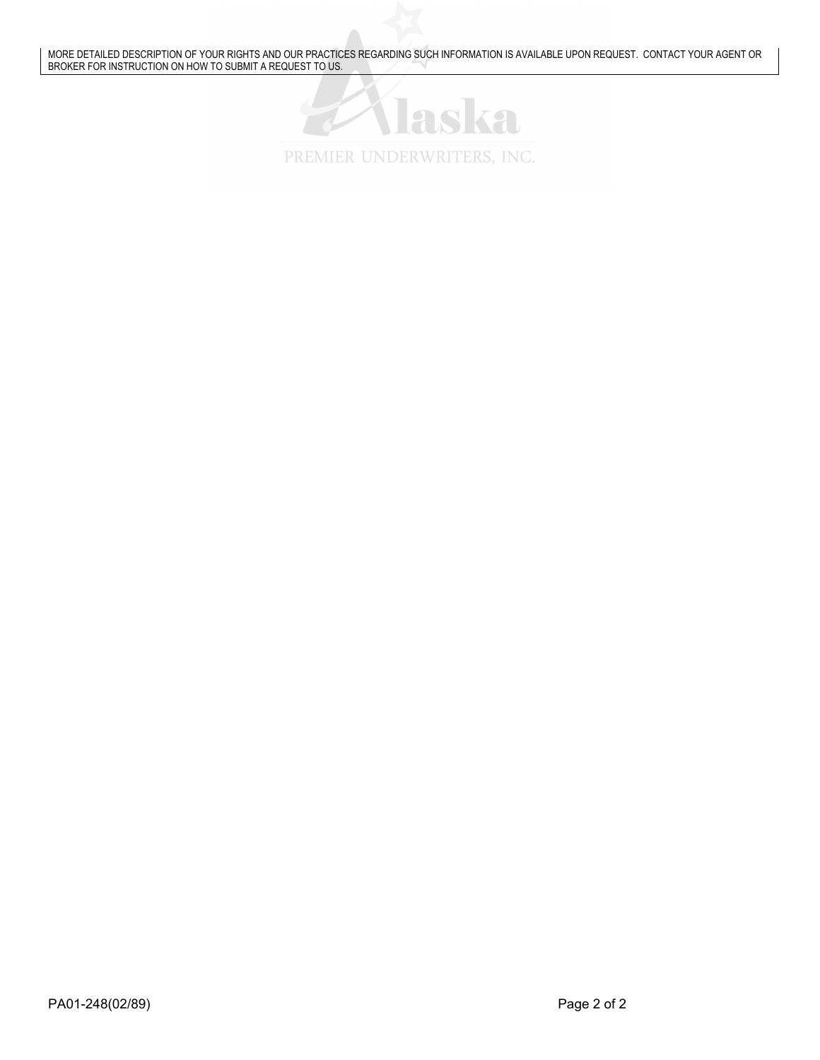MORE DETAILED DESCRIPTION OF YOUR RIGHTS AND OUR PRACTICES REGARDING SUCH INFORMATION IS AVAILABLE UPON REQUEST. CONTACT YOUR AGENT OR BROKER FOR INSTRUCTION ON HOW TO SUBMIT A REQUEST TO US.

PA01-248(02/89)